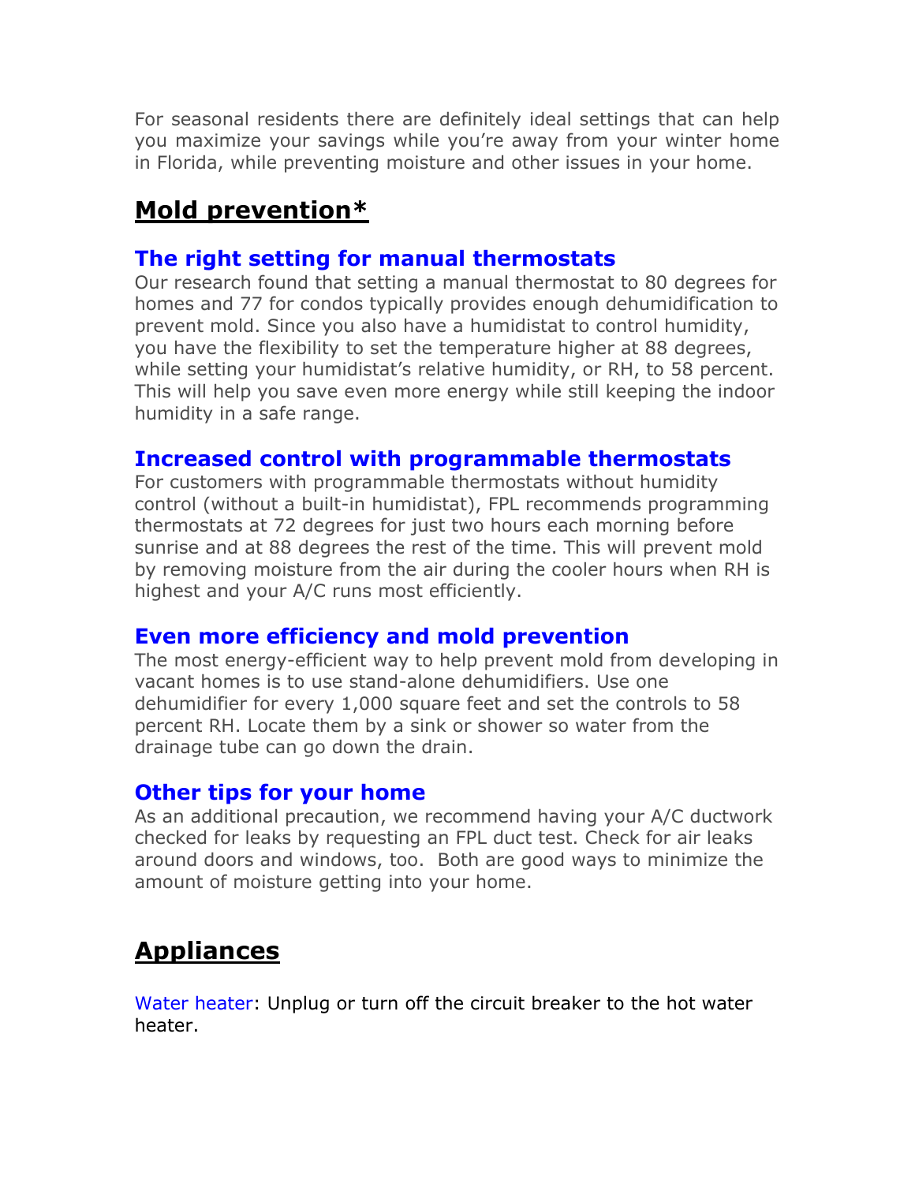For seasonal residents there are definitely ideal settings that can help you maximize your savings while you're away from your winter home in Florida, while preventing moisture and other issues in your home.

## Mold prevention*

### The right setting for manual thermostats

Our research found that setting a manual thermostat to 80 degrees for homes and 77 for condos typically provides enough dehumidification to prevent mold. Since you also have a humidistat to control humidity, you have the flexibility to set the temperature higher at 88 degrees, while setting your humidistat's relative humidity, or RH, to 58 percent. This will help you save even more energy while still keeping the indoor humidity in a safe range.

### Increased control with programmable thermostats

For customers with programmable thermostats without humidity control (without a built-in humidistat), FPL recommends programming thermostats at 72 degrees for just two hours each morning before sunrise and at 88 degrees the rest of the time. This will prevent mold by removing moisture from the air during the cooler hours when RH is highest and your A/C runs most efficiently.

### Even more efficiency and mold prevention

The most energy-efficient way to help prevent mold from developing in vacant homes is to use stand-alone dehumidifiers. Use one dehumidifier for every 1,000 square feet and set the controls to 58 percent RH. Locate them by a sink or shower so water from the drainage tube can go down the drain.

### Other tips for your home

As an additional precaution, we recommend having your A/C ductwork checked for leaks by requesting an FPL duct test. Check for air leaks around doors and windows, too. Both are good ways to minimize the amount of moisture getting into your home.

## Appliances

Water heater: Unplug or turn off the circuit breaker to the hot water heater.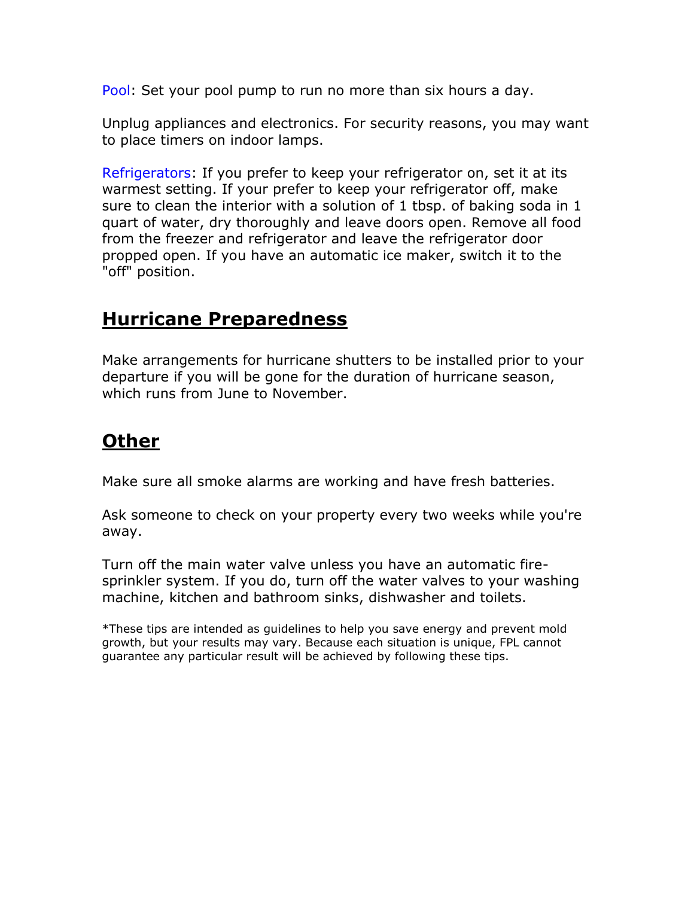Pool: Set your pool pump to run no more than six hours a day.

Unplug appliances and electronics. For security reasons, you may want to place timers on indoor lamps.

Refrigerators: If you prefer to keep your refrigerator on, set it at its warmest setting. If your prefer to keep your refrigerator off, make sure to clean the interior with a solution of 1 tbsp. of baking soda in 1 quart of water, dry thoroughly and leave doors open. Remove all food from the freezer and refrigerator and leave the refrigerator door propped open. If you have an automatic ice maker, switch it to the "off" position.

## Hurricane Preparedness

Make arrangements for hurricane shutters to be installed prior to your departure if you will be gone for the duration of hurricane season, which runs from June to November.

## Other

Make sure all smoke alarms are working and have fresh batteries.

Ask someone to check on your property every two weeks while you're away.

Turn off the main water valve unless you have an automatic fire-sprinkler system. If you do, turn off the water valves to your washing machine, kitchen and bathroom sinks, dishwasher and toilets.

*These tips are intended as guidelines to help you save energy and prevent mold growth, but your results may vary. Because each situation is unique, FPL cannot guarantee any particular result will be achieved by following these tips.